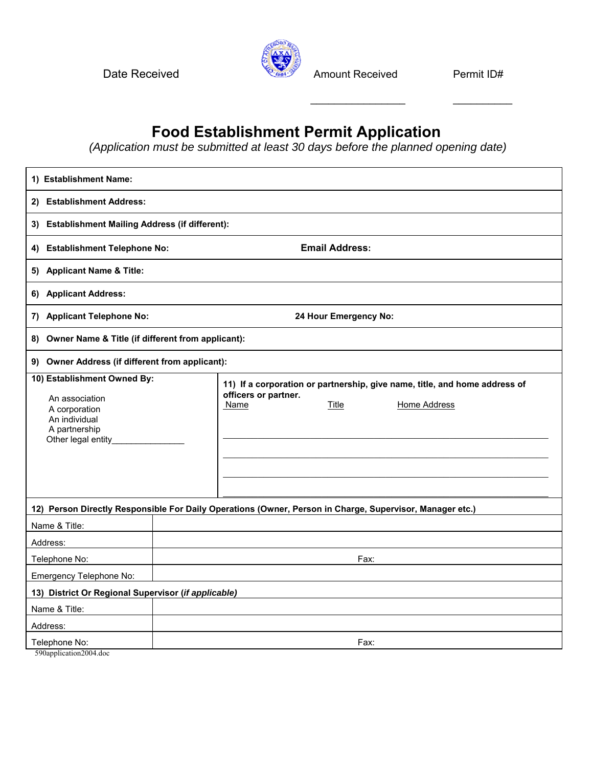Date Received | Amount Received ________________ | Permit ID# __________

# Food Establishment Permit Application

*(Application must be submitted at least 30 days before the planned opening date)*

**1) Establishment Name:**

**2) Establishment Address:**

**3) Establishment Mailing Address (if different):**

**4) Establishment Telephone No:** **Email Address:**

**5) Applicant Name & Title:**

**6) Applicant Address:**

**7) Applicant Telephone No:** **24 Hour Emergency No:**

**8) Owner Name & Title (if different from applicant):**

**9) Owner Address (if different from applicant):**

| **10) Establishment Owned By:** | **11) If a corporation or partnership, give name, title, and home address of officers or partner.** |
|---|---|
| An association<br>A corporation<br>An individual<br>A partnership<br>Other legal entity_______________ | Name &nbsp;&nbsp;&nbsp; Title &nbsp;&nbsp;&nbsp; Home Address<br>______________________________<br>______________________________<br>______________________________<br>______________________________ |

**12) Person Directly Responsible For Daily Operations (Owner, Person in Charge, Supervisor, Manager etc.)**

| | |
|---|---|
| Name & Title: | |
| Address: | |
| Telephone No: | Fax: |
| Emergency Telephone No: | |

**13) District Or Regional Supervisor (*if applicable)***

| | |
|---|---|
| Name & Title: | |
| Address: | |
| Telephone No: | Fax: |

590application2004.doc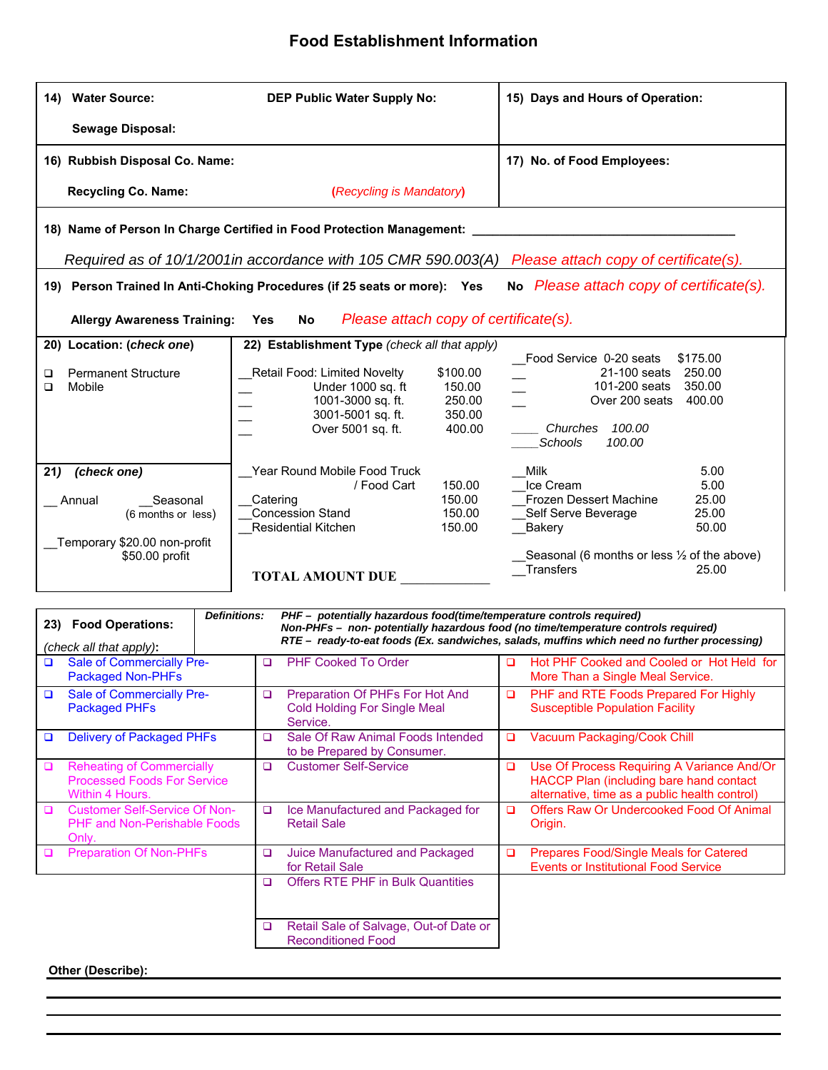# Food Establishment Information

**14) Water Source:** **DEP Public Water Supply No:**

**Sewage Disposal:**

**15) Days and Hours of Operation:**

**16) Rubbish Disposal Co. Name:**

**Recycling Co. Name:** *(Recycling is Mandatory)*

**17) No. of Food Employees:**

**18) Name of Person In Charge Certified in Food Protection Management:** ________________________________________

*Required as of 10/1/2001in accordance with 105 CMR 590.003(A)* *Please attach copy of certificate(s).*

**19) Person Trained In Anti-Choking Procedures (if 25 seats or more): Yes No** *Please attach copy of certificate(s).*

**Allergy Awareness Training: Yes No** *Please attach copy of certificate(s).*

**20) Location: (*check one*)**

- ❑ Permanent Structure
- ❑ Mobile

**21) *(check one)***

__ Annual __Seasonal (6 months or less)

__Temporary $20.00 non-profit $50.00 profit

**22) Establishment Type** *(check all that apply)*

| Type | Fee | Type | Fee |
|---|---|---|---|
| __Retail Food: Limited Novelty | $100.00 | __Food Service 0-20 seats | $175.00 |
| __ Under 1000 sq. ft | 150.00 | __ 21-100 seats | 250.00 |
| __ 1001-3000 sq. ft. | 250.00 | __ 101-200 seats | 350.00 |
| __ 3001-5001 sq. ft. | 350.00 | __ Over 200 seats | 400.00 |
| __ Over 5001 sq. ft. | 400.00 | ____ *Churches* | *100.00* |
| | | ____*Schools* | *100.00* |
| __Year Round Mobile Food Truck / Food Cart | 150.00 | __Milk | 5.00 |
| __Catering | 150.00 | __Ice Cream | 5.00 |
| __Concession Stand | 150.00 | __Frozen Dessert Machine | 25.00 |
| __Residential Kitchen | 150.00 | __Self Serve Beverage | 25.00 |
| | | __Bakery | 50.00 |
| | | __Seasonal (6 months or less ½ of the above) | |
| | | __Transfers | 25.00 |

**TOTAL AMOUNT DUE** ____________

**23) Food Operations:** *(check all that apply)*:

***Definitions:***
***PHF – potentially hazardous food(time/temperature controls required)***
***Non-PHFs – non- potentially hazardous food (no time/temperature controls required)***
***RTE – ready-to-eat foods (Ex. sandwiches, salads, muffins which need no further processing)***

| | | |
|---|---|---|
| ❑ Sale of Commercially Pre-Packaged Non-PHFs | ❑ PHF Cooked To Order | ❑ Hot PHF Cooked and Cooled or Hot Held for More Than a Single Meal Service. |
| ❑ Sale of Commercially Pre-Packaged PHFs | ❑ Preparation Of PHFs For Hot And Cold Holding For Single Meal Service. | ❑ PHF and RTE Foods Prepared For Highly Susceptible Population Facility |
| ❑ Delivery of Packaged PHFs | ❑ Sale Of Raw Animal Foods Intended to be Prepared by Consumer. | ❑ Vacuum Packaging/Cook Chill |
| ❑ Reheating of Commercially Processed Foods For Service Within 4 Hours. | ❑ Customer Self-Service | ❑ Use Of Process Requiring A Variance And/Or HACCP Plan (including bare hand contact alternative, time as a public health control) |
| ❑ Customer Self-Service Of Non-PHF and Non-Perishable Foods Only. | ❑ Ice Manufactured and Packaged for Retail Sale | ❑ Offers Raw Or Undercooked Food Of Animal Origin. |
| ❑ Preparation Of Non-PHFs | ❑ Juice Manufactured and Packaged for Retail Sale | ❑ Prepares Food/Single Meals for Catered Events or Institutional Food Service |
| | ❑ Offers RTE PHF in Bulk Quantities | |
| | ❑ Retail Sale of Salvage, Out-of Date or Reconditioned Food | |

**Other (Describe):**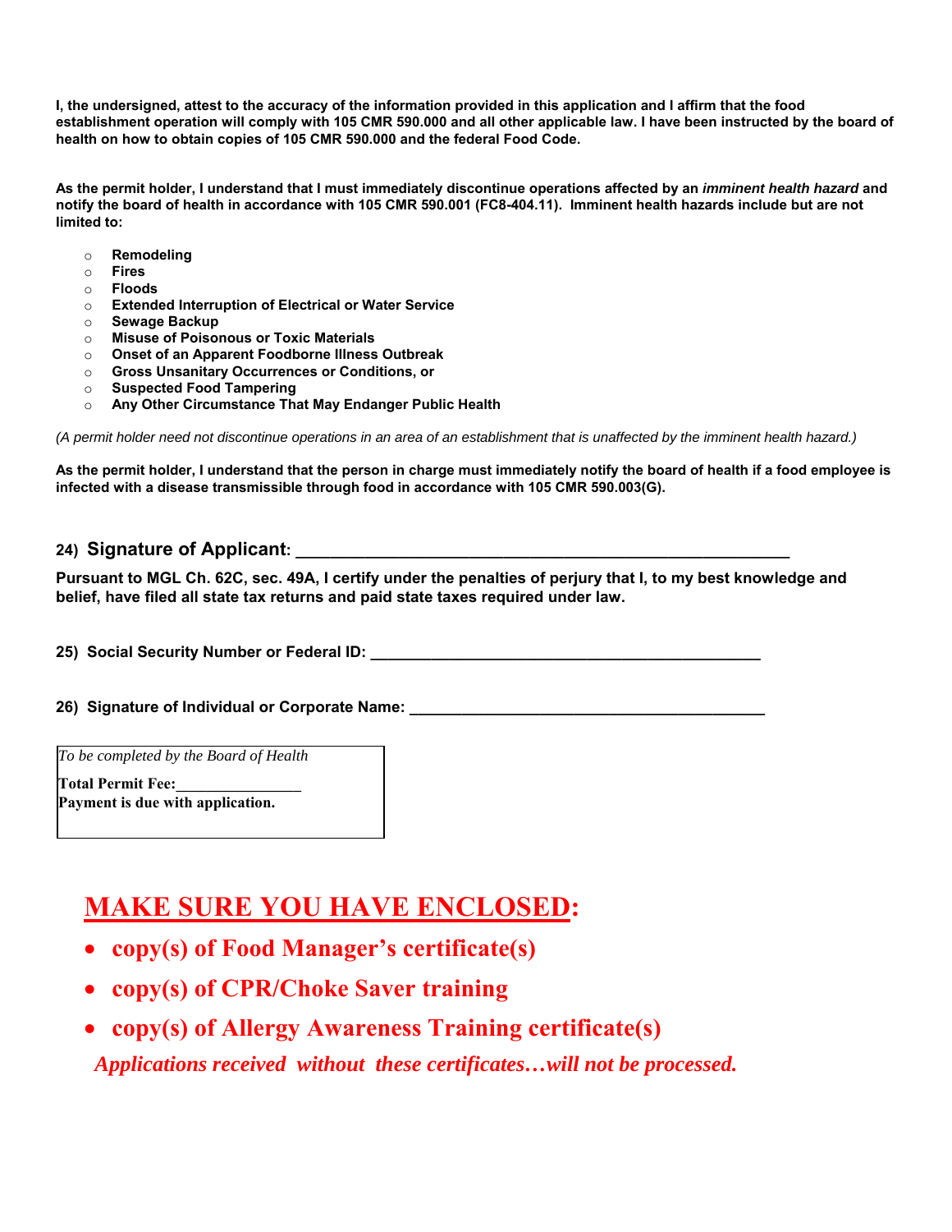**I, the undersigned, attest to the accuracy of the information provided in this application and I affirm that the food establishment operation will comply with 105 CMR 590.000 and all other applicable law. I have been instructed by the board of health on how to obtain copies of 105 CMR 590.000 and the federal Food Code.**

**As the permit holder, I understand that I must immediately discontinue operations affected by an *imminent health hazard* and notify the board of health in accordance with 105 CMR 590.001 (FC8-404.11). Imminent health hazards include but are not limited to:**

- **Remodeling**
- **Fires**
- **Floods**
- **Extended Interruption of Electrical or Water Service**
- **Sewage Backup**
- **Misuse of Poisonous or Toxic Materials**
- **Onset of an Apparent Foodborne Illness Outbreak**
- **Gross Unsanitary Occurrences or Conditions, or**
- **Suspected Food Tampering**
- **Any Other Circumstance That May Endanger Public Health**

*(A permit holder need not discontinue operations in an area of an establishment that is unaffected by the imminent health hazard.)*

**As the permit holder, I understand that the person in charge must immediately notify the board of health if a food employee is infected with a disease transmissible through food in accordance with 105 CMR 590.003(G).**

**24) Signature of Applicant: _______________________________________________________**

**Pursuant to MGL Ch. 62C, sec. 49A, I certify under the penalties of perjury that I, to my best knowledge and belief, have filed all state tax returns and paid state taxes required under law.**

**25) Social Security Number or Federal ID: _______________________________________________**

**26) Signature of Individual or Corporate Name: ___________________________________________**

*To be completed by the Board of Health*

**Total Permit Fee:________________**
**Payment is due with application.**

## MAKE SURE YOU HAVE ENCLOSED:

- **copy(s) of Food Manager's certificate(s)**
- **copy(s) of CPR/Choke Saver training**
- **copy(s) of Allergy Awareness Training certificate(s)**

***Applications received without these certificates…will not be processed.***